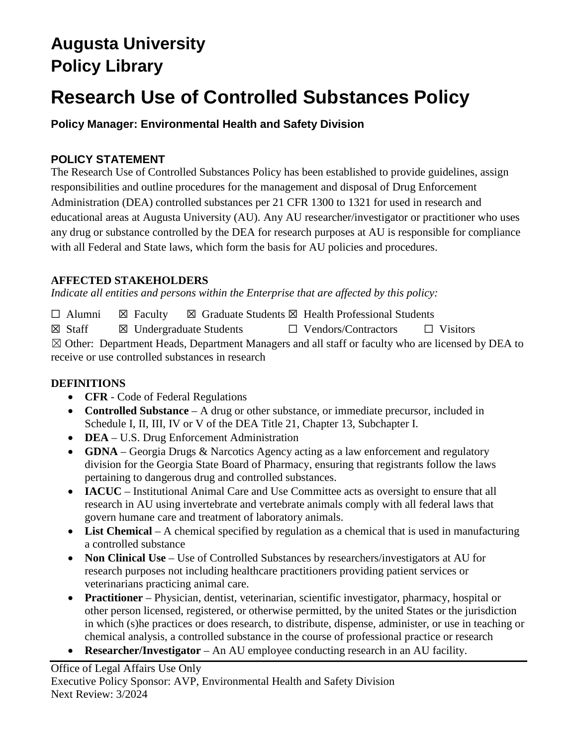# Augusta University
# Policy Library

# Research Use of Controlled Substances Policy

**Policy Manager: Environmental Health and Safety Division**

## POLICY STATEMENT

The Research Use of Controlled Substances Policy has been established to provide guidelines, assign responsibilities and outline procedures for the management and disposal of Drug Enforcement Administration (DEA) controlled substances per 21 CFR 1300 to 1321 for used in research and educational areas at Augusta University (AU). Any AU researcher/investigator or practitioner who uses any drug or substance controlled by the DEA for research purposes at AU is responsible for compliance with all Federal and State laws, which form the basis for AU policies and procedures.

## AFFECTED STAKEHOLDERS

*Indicate all entities and persons within the Enterprise that are affected by this policy:*

☐ Alumni ☒ Faculty ☒ Graduate Students ☒ Health Professional Students
☒ Staff ☒ Undergraduate Students ☐ Vendors/Contractors ☐ Visitors
☒ Other: Department Heads, Department Managers and all staff or faculty who are licensed by DEA to receive or use controlled substances in research

## DEFINITIONS

- **CFR** - Code of Federal Regulations
- **Controlled Substance** – A drug or other substance, or immediate precursor, included in Schedule I, II, III, IV or V of the DEA Title 21, Chapter 13, Subchapter I.
- **DEA** – U.S. Drug Enforcement Administration
- **GDNA** – Georgia Drugs & Narcotics Agency acting as a law enforcement and regulatory division for the Georgia State Board of Pharmacy, ensuring that registrants follow the laws pertaining to dangerous drug and controlled substances.
- **IACUC** – Institutional Animal Care and Use Committee acts as oversight to ensure that all research in AU using invertebrate and vertebrate animals comply with all federal laws that govern humane care and treatment of laboratory animals.
- **List Chemical** – A chemical specified by regulation as a chemical that is used in manufacturing a controlled substance
- **Non Clinical Use** – Use of Controlled Substances by researchers/investigators at AU for research purposes not including healthcare practitioners providing patient services or veterinarians practicing animal care.
- **Practitioner** – Physician, dentist, veterinarian, scientific investigator, pharmacy, hospital or other person licensed, registered, or otherwise permitted, by the united States or the jurisdiction in which (s)he practices or does research, to distribute, dispense, administer, or use in teaching or chemical analysis, a controlled substance in the course of professional practice or research
- **Researcher/Investigator** – An AU employee conducting research in an AU facility.

---

Office of Legal Affairs Use Only
Executive Policy Sponsor: AVP, Environmental Health and Safety Division
Next Review: 3/2024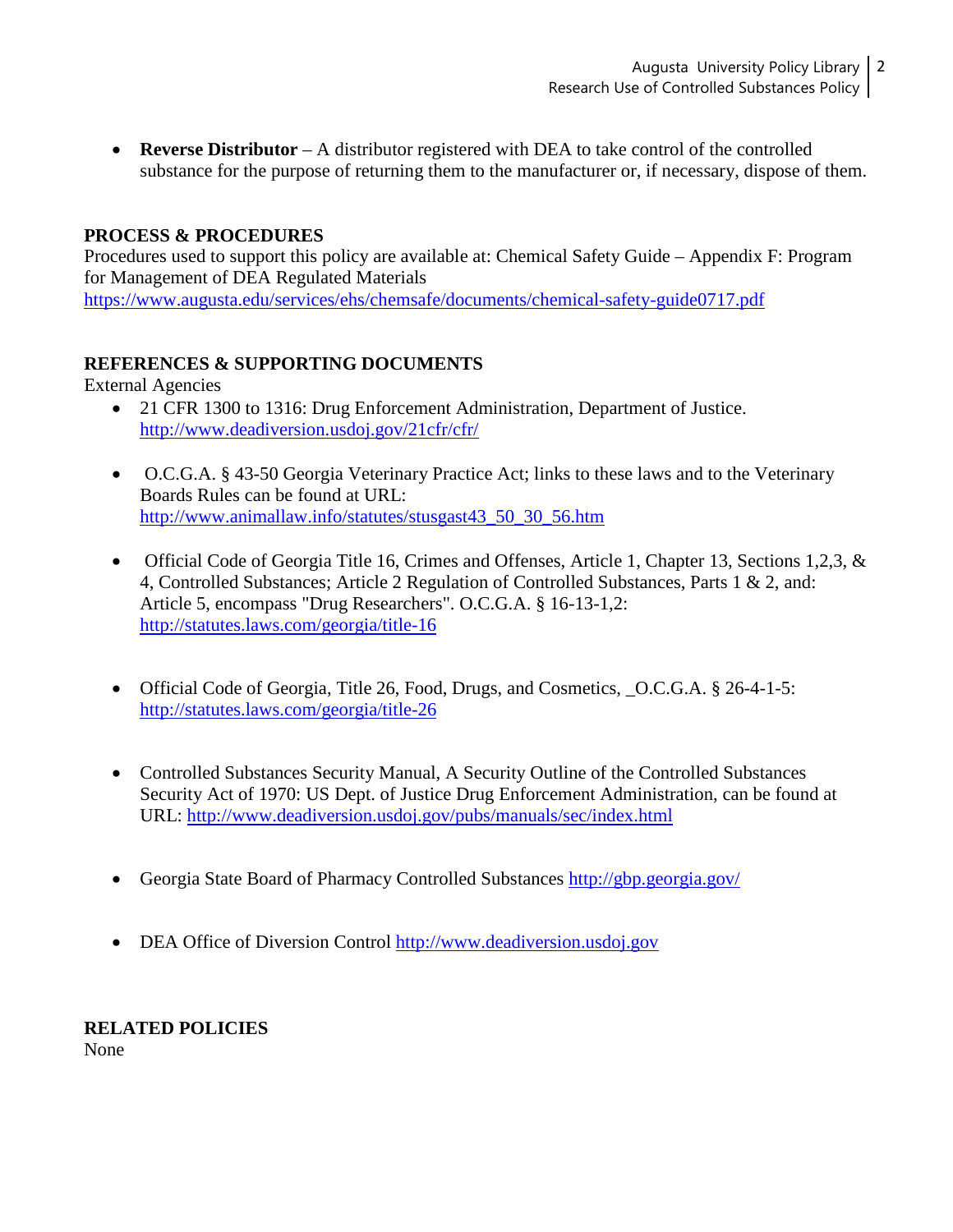- **Reverse Distributor** – A distributor registered with DEA to take control of the controlled substance for the purpose of returning them to the manufacturer or, if necessary, dispose of them.

## PROCESS & PROCEDURES

Procedures used to support this policy are available at: Chemical Safety Guide – Appendix F: Program for Management of DEA Regulated Materials
https://www.augusta.edu/services/ehs/chemsafe/documents/chemical-safety-guide0717.pdf

## REFERENCES & SUPPORTING DOCUMENTS

External Agencies

- 21 CFR 1300 to 1316: Drug Enforcement Administration, Department of Justice. http://www.deadiversion.usdoj.gov/21cfr/cfr/

- O.C.G.A. § 43-50 Georgia Veterinary Practice Act; links to these laws and to the Veterinary Boards Rules can be found at URL: http://www.animallaw.info/statutes/stusgast43_50_30_56.htm

- Official Code of Georgia Title 16, Crimes and Offenses, Article 1, Chapter 13, Sections 1,2,3, & 4, Controlled Substances; Article 2 Regulation of Controlled Substances, Parts 1 & 2, and: Article 5, encompass "Drug Researchers". O.C.G.A. § 16-13-1,2: http://statutes.laws.com/georgia/title-16

- Official Code of Georgia, Title 26, Food, Drugs, and Cosmetics, _O.C.G.A. § 26-4-1-5: http://statutes.laws.com/georgia/title-26

- Controlled Substances Security Manual, A Security Outline of the Controlled Substances Security Act of 1970: US Dept. of Justice Drug Enforcement Administration, can be found at URL: http://www.deadiversion.usdoj.gov/pubs/manuals/sec/index.html

- Georgia State Board of Pharmacy Controlled Substances http://gbp.georgia.gov/

- DEA Office of Diversion Control http://www.deadiversion.usdoj.gov

## RELATED POLICIES

None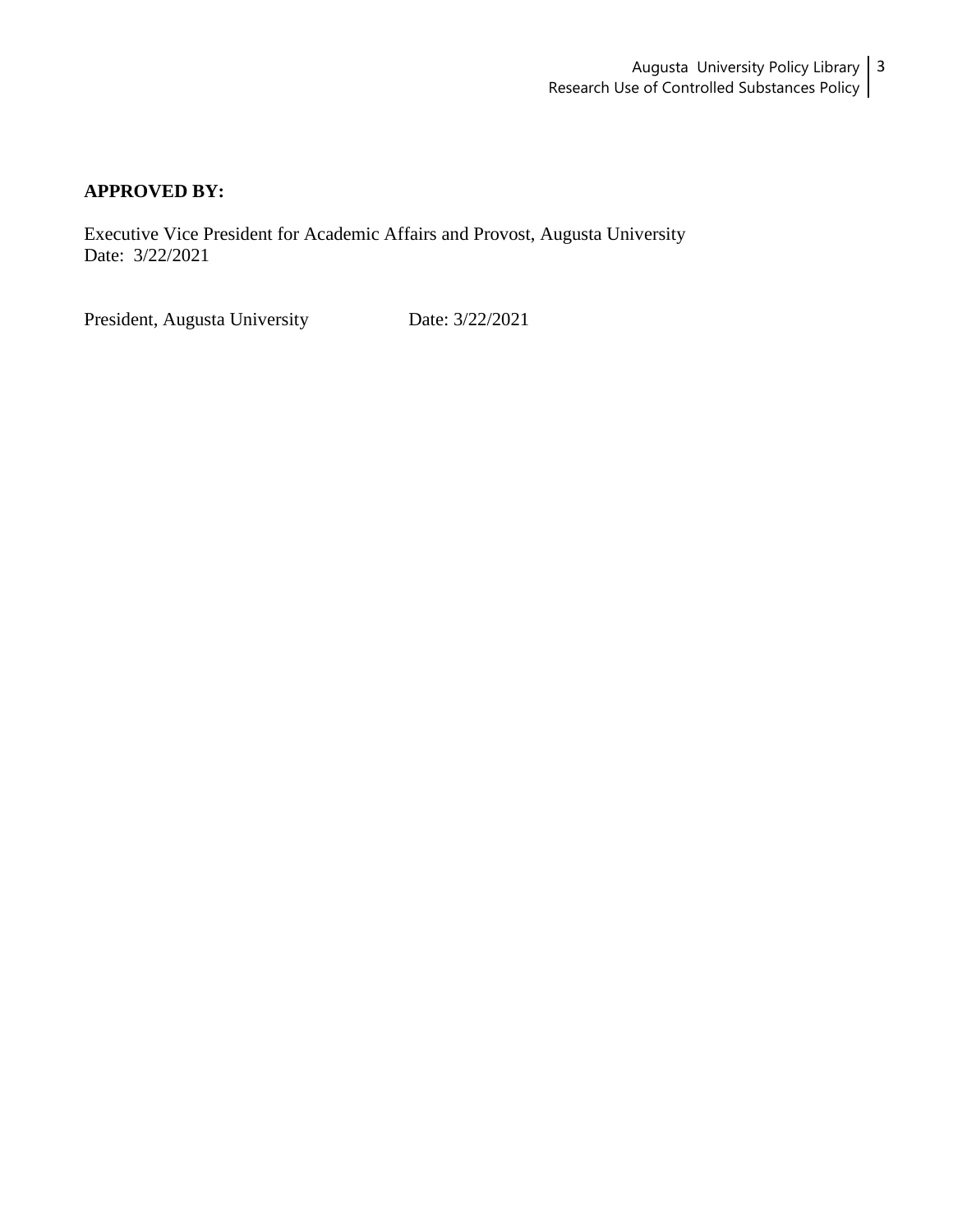**APPROVED BY:**

Executive Vice President for Academic Affairs and Provost, Augusta University
Date: 3/22/2021

President, Augusta University Date: 3/22/2021